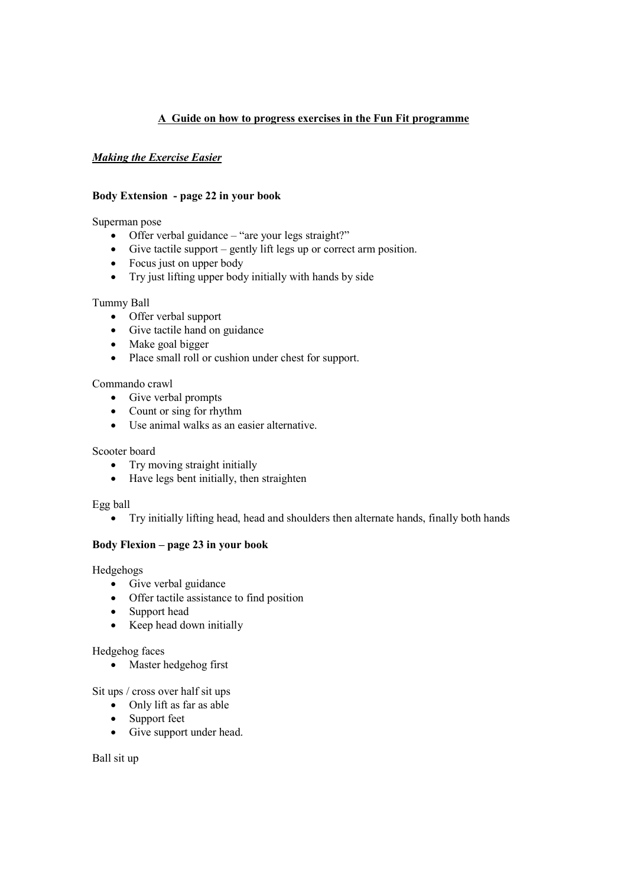## A Guide on how to progress exercises in the Fun Fit programme

***Making the Exercise Easier***

**Body Extension - page 22 in your book**

Superman pose

- Offer verbal guidance – "are your legs straight?"
- Give tactile support – gently lift legs up or correct arm position.
- Focus just on upper body
- Try just lifting upper body initially with hands by side

Tummy Ball

- Offer verbal support
- Give tactile hand on guidance
- Make goal bigger
- Place small roll or cushion under chest for support.

Commando crawl

- Give verbal prompts
- Count or sing for rhythm
- Use animal walks as an easier alternative.

Scooter board

- Try moving straight initially
- Have legs bent initially, then straighten

Egg ball

- Try initially lifting head, head and shoulders then alternate hands, finally both hands

**Body Flexion – page 23 in your book**

Hedgehogs

- Give verbal guidance
- Offer tactile assistance to find position
- Support head
- Keep head down initially

Hedgehog faces

- Master hedgehog first

Sit ups / cross over half sit ups

- Only lift as far as able
- Support feet
- Give support under head.

Ball sit up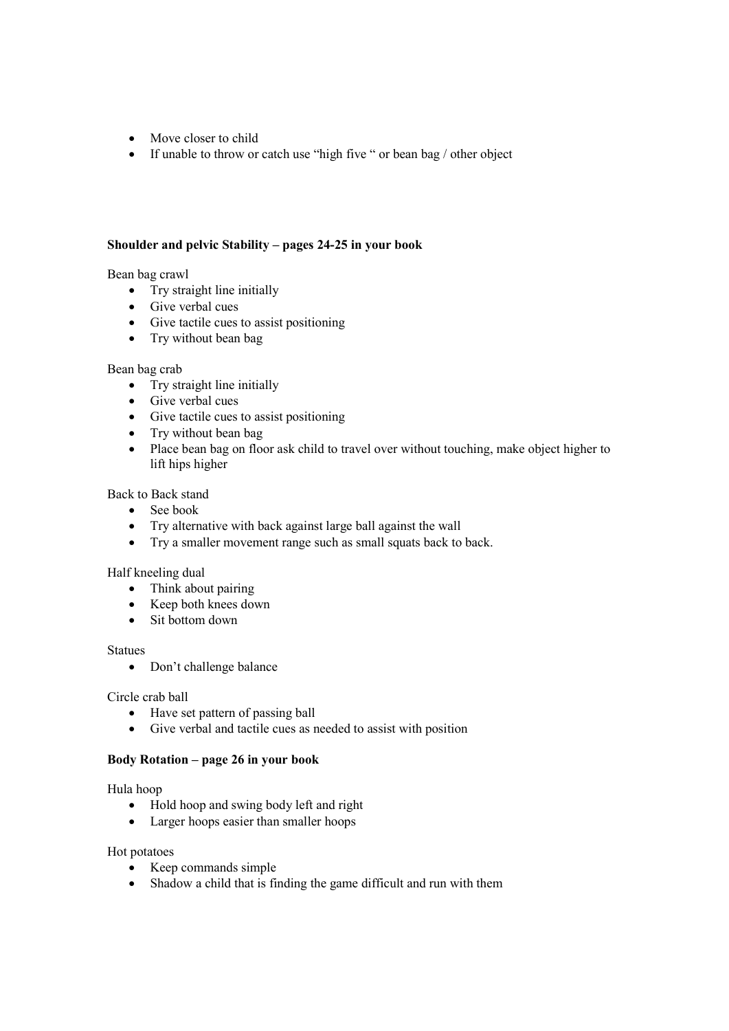- Move closer to child
- If unable to throw or catch use "high five " or bean bag / other object

**Shoulder and pelvic Stability – pages 24-25 in your book**

Bean bag crawl

- Try straight line initially
- Give verbal cues
- Give tactile cues to assist positioning
- Try without bean bag

Bean bag crab

- Try straight line initially
- Give verbal cues
- Give tactile cues to assist positioning
- Try without bean bag
- Place bean bag on floor ask child to travel over without touching, make object higher to lift hips higher

Back to Back stand

- See book
- Try alternative with back against large ball against the wall
- Try a smaller movement range such as small squats back to back.

Half kneeling dual

- Think about pairing
- Keep both knees down
- Sit bottom down

Statues

- Don't challenge balance

Circle crab ball

- Have set pattern of passing ball
- Give verbal and tactile cues as needed to assist with position

**Body Rotation – page 26 in your book**

Hula hoop

- Hold hoop and swing body left and right
- Larger hoops easier than smaller hoops

Hot potatoes

- Keep commands simple
- Shadow a child that is finding the game difficult and run with them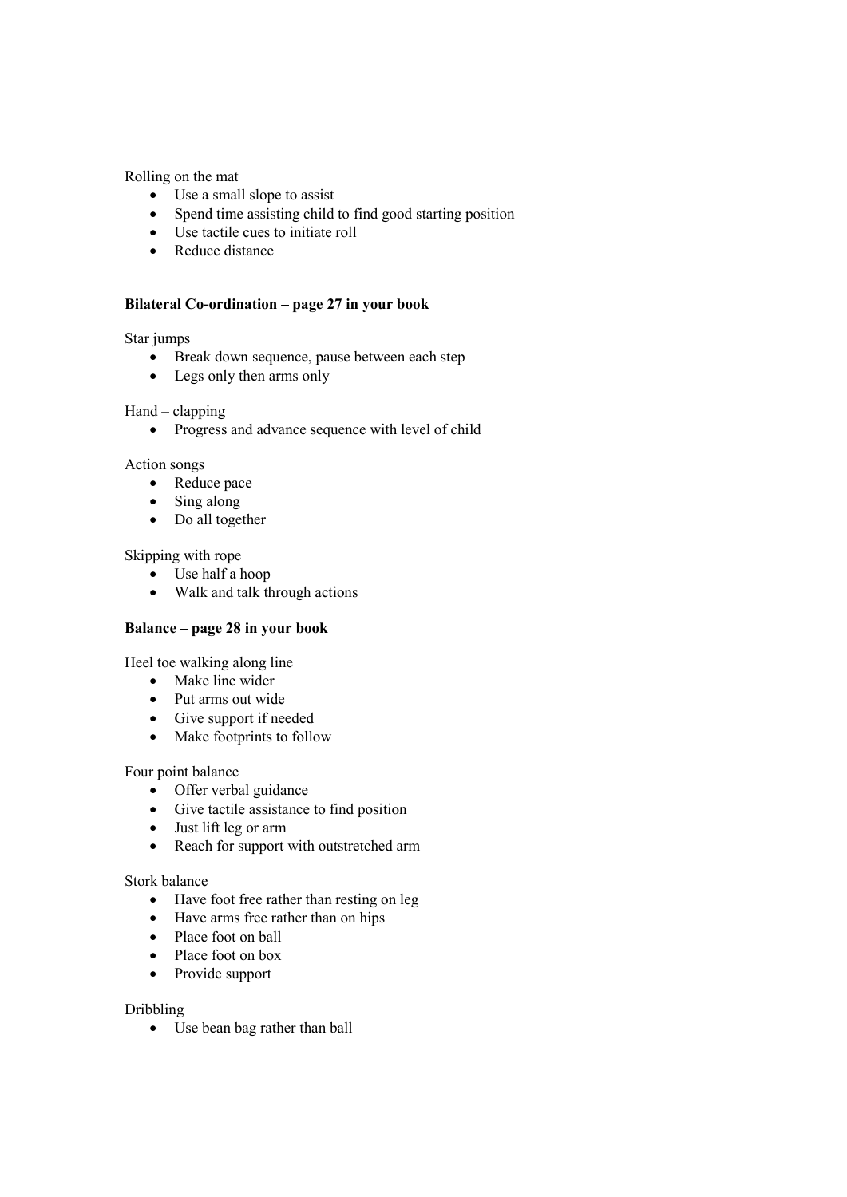Rolling on the mat

- Use a small slope to assist
- Spend time assisting child to find good starting position
- Use tactile cues to initiate roll
- Reduce distance

**Bilateral Co-ordination – page 27 in your book**

Star jumps

- Break down sequence, pause between each step
- Legs only then arms only

Hand – clapping

- Progress and advance sequence with level of child

Action songs

- Reduce pace
- Sing along
- Do all together

Skipping with rope

- Use half a hoop
- Walk and talk through actions

**Balance – page 28 in your book**

Heel toe walking along line

- Make line wider
- Put arms out wide
- Give support if needed
- Make footprints to follow

Four point balance

- Offer verbal guidance
- Give tactile assistance to find position
- Just lift leg or arm
- Reach for support with outstretched arm

Stork balance

- Have foot free rather than resting on leg
- Have arms free rather than on hips
- Place foot on ball
- Place foot on box
- Provide support

Dribbling

- Use bean bag rather than ball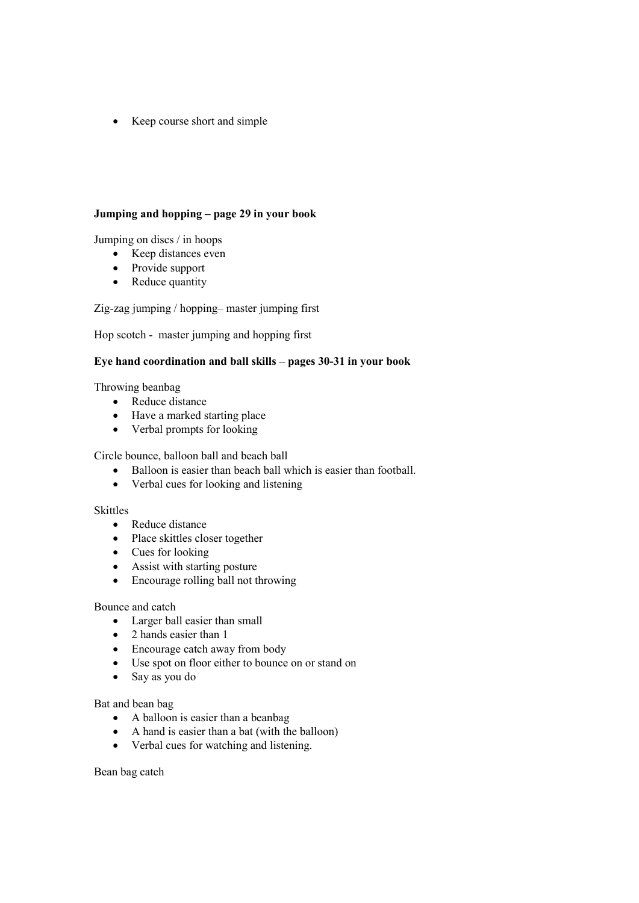- Keep course short and simple

**Jumping and hopping – page 29 in your book**

Jumping on discs / in hoops

- Keep distances even
- Provide support
- Reduce quantity

Zig-zag jumping / hopping– master jumping first

Hop scotch - master jumping and hopping first

**Eye hand coordination and ball skills – pages 30-31 in your book**

Throwing beanbag

- Reduce distance
- Have a marked starting place
- Verbal prompts for looking

Circle bounce, balloon ball and beach ball

- Balloon is easier than beach ball which is easier than football.
- Verbal cues for looking and listening

Skittles

- Reduce distance
- Place skittles closer together
- Cues for looking
- Assist with starting posture
- Encourage rolling ball not throwing

Bounce and catch

- Larger ball easier than small
- 2 hands easier than 1
- Encourage catch away from body
- Use spot on floor either to bounce on or stand on
- Say as you do

Bat and bean bag

- A balloon is easier than a beanbag
- A hand is easier than a bat (with the balloon)
- Verbal cues for watching and listening.

Bean bag catch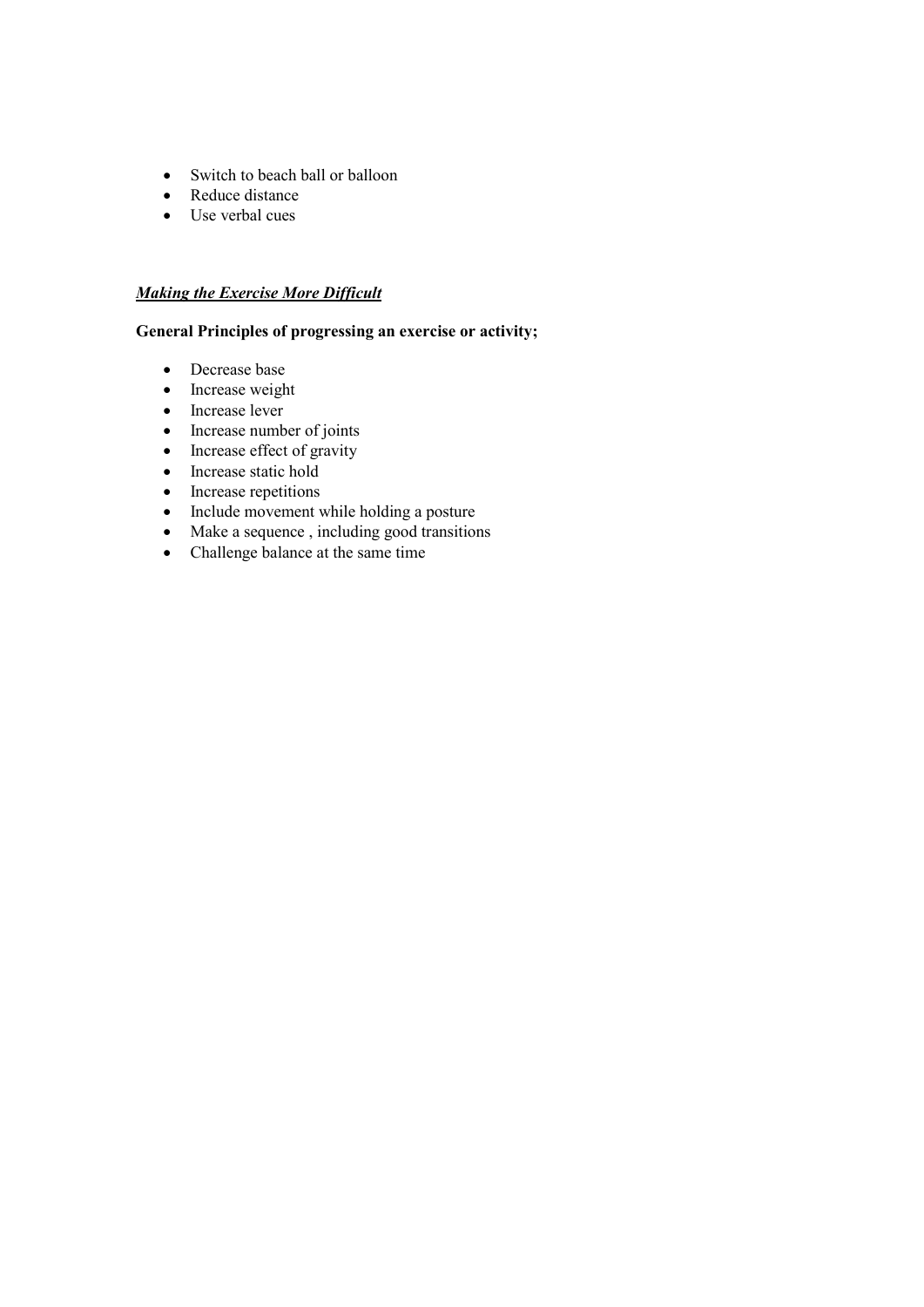- Switch to beach ball or balloon
- Reduce distance
- Use verbal cues

***Making the Exercise More Difficult***

**General Principles of progressing an exercise or activity;**

- Decrease base
- Increase weight
- Increase lever
- Increase number of joints
- Increase effect of gravity
- Increase static hold
- Increase repetitions
- Include movement while holding a posture
- Make a sequence , including good transitions
- Challenge balance at the same time